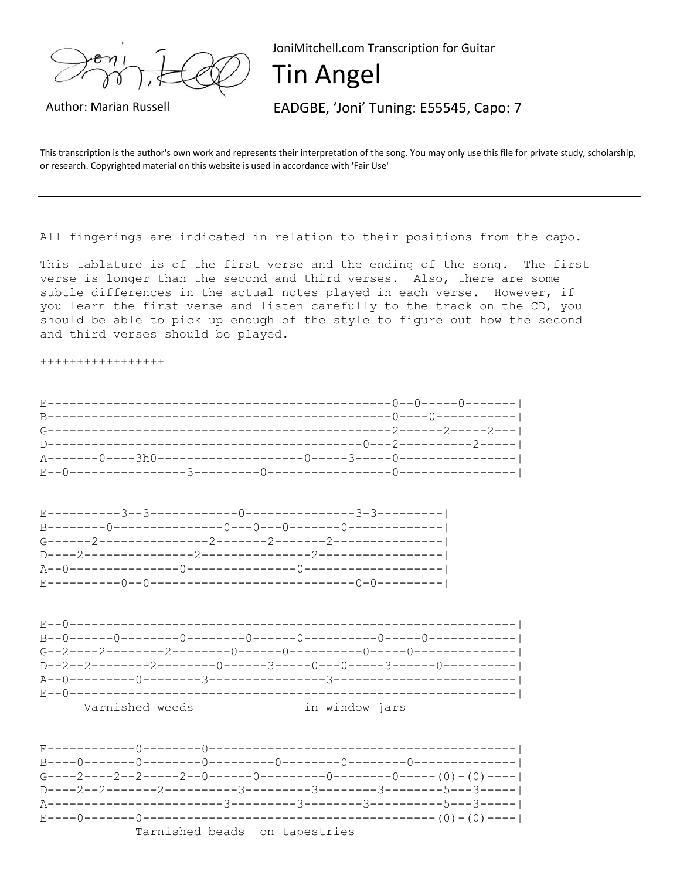JoniMitchell.com Transcription for Guitar

# Tin Angel

Author: Marian Russell

EADGBE, 'Joni' Tuning: E55545, Capo: 7

This transcription is the author's own work and represents their interpretation of the song. You may only use this file for private study, scholarship, or research. Copyrighted material on this website is used in accordance with 'Fair Use'

---

```
All fingerings are indicated in relation to their positions from the capo.

This tablature is of the first verse and the ending of the song.  The first
verse is longer than the second and third verses.  Also, there are some
subtle differences in the actual notes played in each verse.  However, if
you learn the first verse and listen carefully to the track on the CD, you
should be able to pick up enough of the style to figure out how the second
and third verses should be played.

+++++++++++++++++


E-----------------------------------------------0--0-----0-------|
B-----------------------------------------------0----0-----------|
G-------------------------------------------------2------2-----2---|
D-------------------------------------------0---2----------2-----|
A-------0----3h0---------------------0-----3-----0----------------|
E--0----------------3---------0-----------------0----------------|


E----------3--3------------0---------------3-3---------|
B--------0----------------0---0---0-------0-------------|
G------2---------------2-------2-------2---------------|
D----2---------------2---------------2-----------------|
A--0----------------0---------------0-------------------|
E----------0--0----------------------------0-0---------|


E--0-------------------------------------------------------------|
B--0-------0---------0---------0------0----------0-----0------------|
G--2----2--------2--------0------0----------0-----0--------------|
D--2--2--------2--------0------3-----0---0-----3------0----------|
A--0----------0--------3----------------3-------------------------|
E--0-------------------------------------------------------------|
      Varnished weeds                  in window jars


E------------0--------0------------------------------------------|
B----0-------0---------0---------0--------0--------0---------------|
G----2----2--2-----2--0------0---------0--------0-----(0)-(0)----|
D----2--2-------2----------3---------3--------3--------5---3-----|
A------------------------3---------3--------3----------5---3-----|
E----0-------0-----------------------------------------(0)-(0)----|
           Tarnished beads  on tapestries
```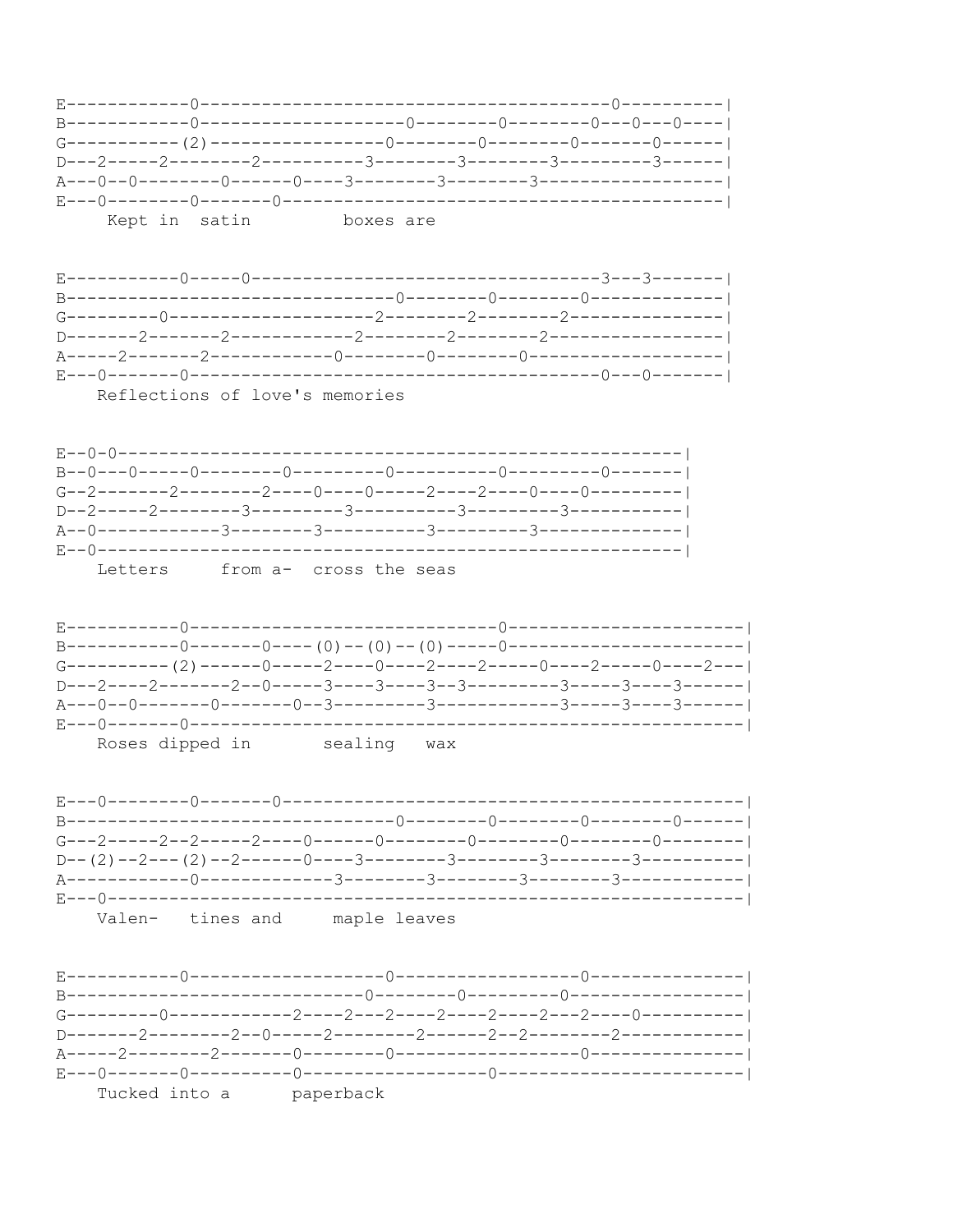```
E------------0---------------------------------------0----------|
B------------0--------------------0--------0--------0---0---0----|
G-----------(2)------------------0--------0--------0-------0------|
D---2-----2--------2---------3--------3--------3---------3------|
A---0--0--------0------0----3--------3--------3------------------|
E---0--------0-------0-------------------------------------------|
     Kept in  satin         boxes are
```

```
E-----------0-----0----------------------------------3---3-------|
B---------------------------------0--------0--------0-------------|
G---------0--------------------2--------2--------2---------------|
D-------2-------2-----------2--------2--------2-----------------|
A-----2-------2------------0--------0--------0------------------|
E---0-------0------------------------------------0---0-------|
    Reflections of love's memories
```

```
E--0-0---------------------------------------------------|
B--0---0-----0--------0---------0----------0---------0-------|
G--2-------2--------2----0----0-----2----2----0----0---------|
D--2-----2--------3---------3----------3---------3-----------|
A--0-------------3--------3----------3---------3-------------|
E--0-----------------------------------------------------|
    Letters     from a-  cross the seas
```

```
E-----------0-----------------------------0-----------------------|
B-----------0-------0----(0)--(0)--(0)-----0------------------------|
G----------(2)------0-----2----0----2----2-----0----2-----0----2---|
D---2----2-------2--0-----3----3----3--3---------3-----3----3------|
A---0--0-------0-------0--3---------3------------3-----3----3------|
E---0-------0------------------------------------------------------|
    Roses dipped in       sealing   wax
```

```
E---0--------0-------0--------------------------------------------|
B--------------------------------0--------0--------0--------0------|
G---2-----2--2-----2----0------0--------0--------0--------0--------|
D--(2)--2---(2)--2------0----3--------3--------3--------3---------|
A------------0-------------3--------3--------3--------3-----------|
E---0-------------------------------------------------------------|
    Valen-   tines and     maple leaves
```

```
E-----------0--------------------0-------------------0---------------|
B----------------------------0--------0---------0-----------------|
G---------0------------2----2---2----2----2----2---2----0----------|
D-------2--------2--0-----2--------2------2--2--------2------------|
A-----2--------2-------0--------0------------------0---------------|
E---0-------0----------0------------------0------------------------|
    Tucked into a      paperback
```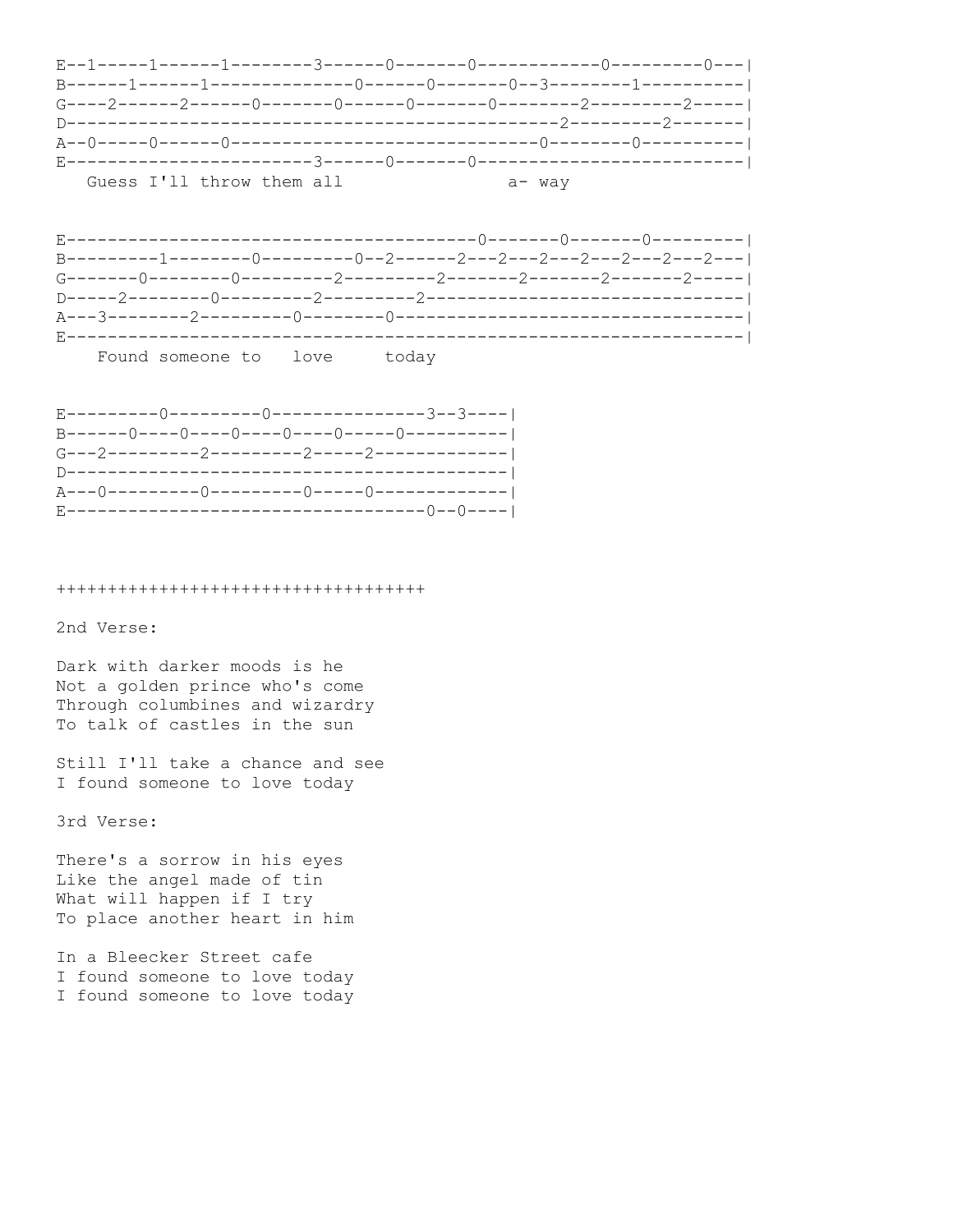```
E--1-----1------1--------3------0-------0------------0---------0---|
B------1------1-------------0------0-------0--3--------1---------|
G----2------2------0-------0------0-------0--------2---------2-----|
D----------------------------------------------2---------2-------|
A--0-----0------0------------------------------0--------0----------|
E------------------------3------0-------0--------------------------|
   Guess I'll throw them all                a- way
```

```
E---------------------------------------0-------0-------0---------|
B---------1--------0---------0--2------2---2---2---2---2---2---2---|
G-------0--------0---------2---------2-------2-------2-------2-----|
D-----2--------0---------2---------2-------------------------------|
A---3--------2---------0--------0----------------------------------|
E------------------------------------------------------------------|
    Found someone to   love     today
```

```
E---------0---------0---------------3--3----|
B------0----0----0----0----0-----0----------|
G---2---------2---------2-----2-------------|
D-------------------------------------------|
A---0---------0---------0-----0-------------|
E-----------------------------------0--0----|
```

++++++++++++++++++++++++++++++++++++

2nd Verse:

Dark with darker moods is he  
Not a golden prince who's come  
Through columbines and wizardry  
To talk of castles in the sun

Still I'll take a chance and see  
I found someone to love today

3rd Verse:

There's a sorrow in his eyes  
Like the angel made of tin  
What will happen if I try  
To place another heart in him

In a Bleecker Street cafe  
I found someone to love today  
I found someone to love today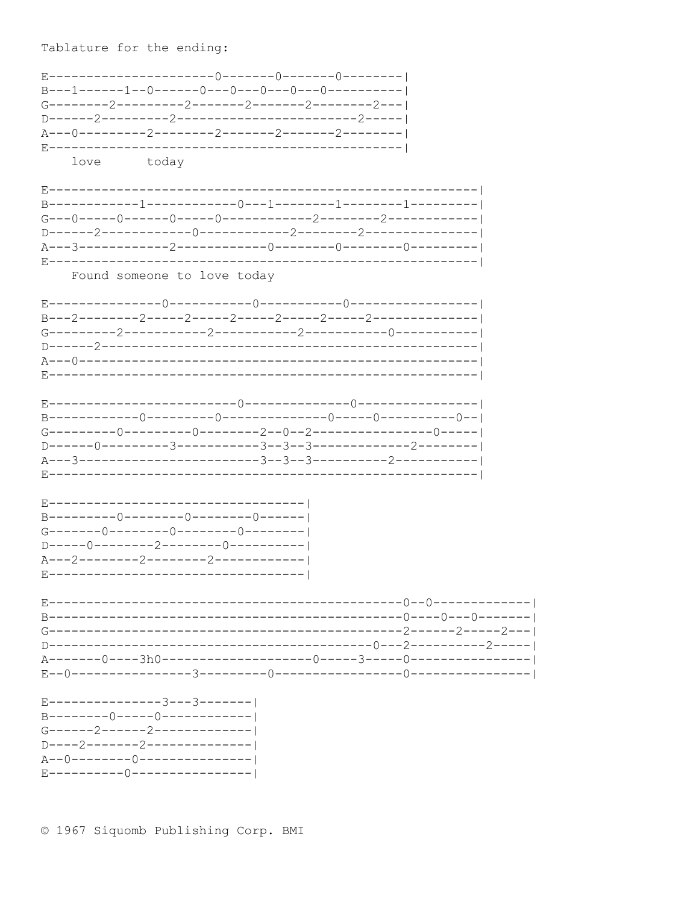Tablature for the ending:

```
E---------------------0-------0-------0--------|
B---1------1--0------0---0---0---0---0---------|
G-------2---------2-------2-------2--------2---|
D------2---------2-----------------------2-----|
A---0---------2--------2-------2-------2-------|
E----------------------------------------------|
    love      today
```

```
E-----------------------------------------------------|
B------------1------------0---1--------1--------1---------|
G---0-----0------0-----0------------2--------2-----------|
D------2-----------0------------2--------2---------------|
A---3------------2-----------0--------0--------0---------|
E-------------------------------------------------------|
    Found someone to love today
```

```
E---------------0-----------0-----------0-----------------|
B---2--------2-----2-----2-----2-----2-----2-------------|
G---------2-----------2-----------2-----------0-----------|
D------2-------------------------------------------------|
A---0----------------------------------------------------|
E-------------------------------------------------------|
```

```
E-------------------------0--------------0----------------|
B------------0---------0--------------0-----0----------0--|
G---------0---------0--------2--0--2----------------0-----|
D------0---------3----------3--3--3-------------2--------|
A---3------------------------3--3--3----------2----------|
E-------------------------------------------------------|
```

```
E----------------------------------|
B---------0--------0--------0------|
G-------0--------0--------0--------|
D-----0--------2--------0----------|
A---2--------2--------2------------|
E----------------------------------|
```

```
E----------------------------------------------0--0-------------|
B----------------------------------------------0----0---0-------|
G----------------------------------------------2------2-----2---|
D------------------------------------------0---2----------2-----|
A-------0----3h0--------------------0-----3-----0---------------|
E--0-----------------3---------0-----------------0--------------|
```

```
E---------------3---3-------|
B--------0-----0------------|
G------2------2-------------|
D----2-------2--------------|
A--0--------0---------------|
E----------0----------------|
```

© 1967 Siquomb Publishing Corp. BMI